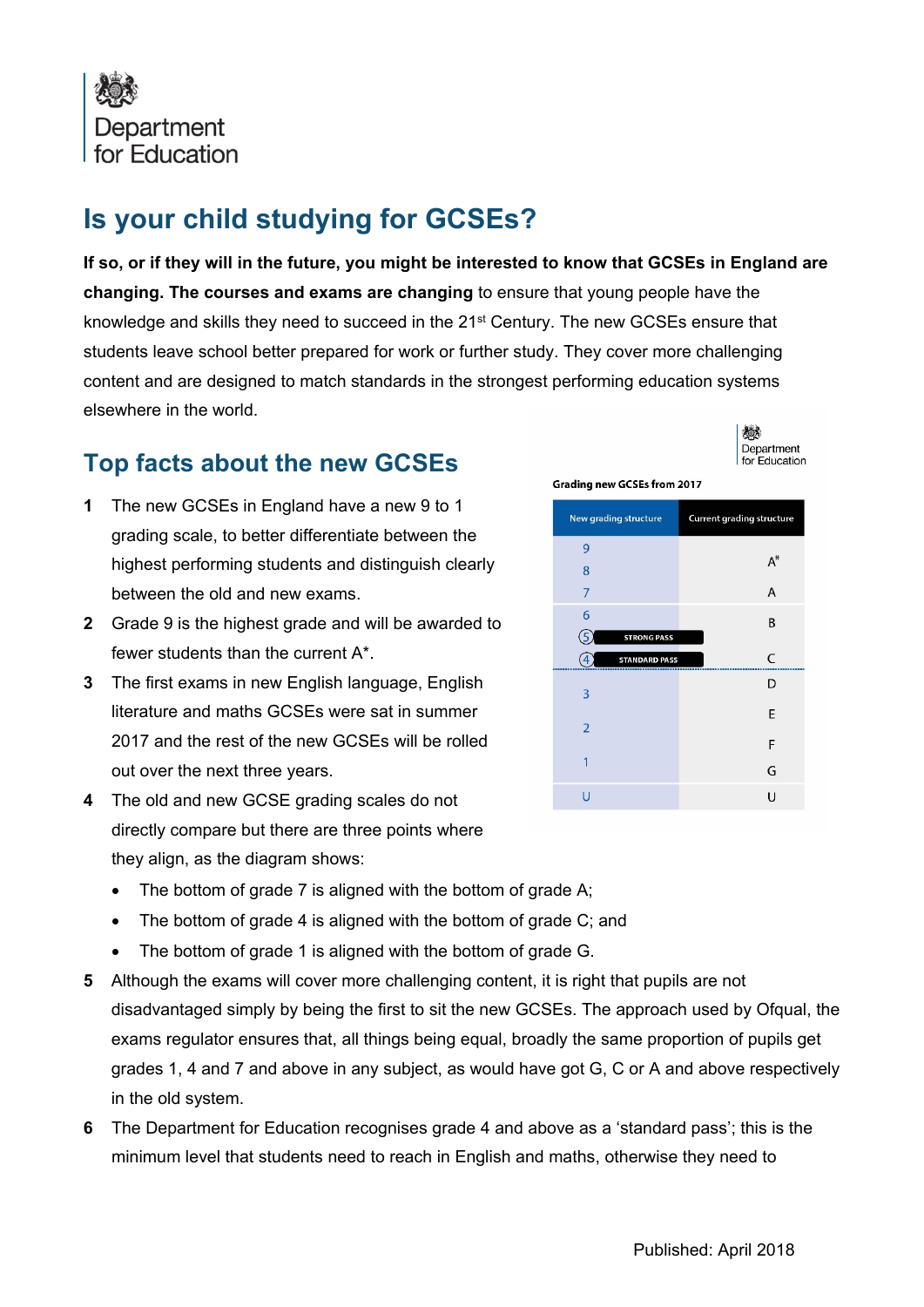Department for Education

# Is your child studying for GCSEs?

**If so, or if they will in the future, you might be interested to know that GCSEs in England are changing. The courses and exams are changing** to ensure that young people have the knowledge and skills they need to succeed in the 21st Century. The new GCSEs ensure that students leave school better prepared for work or further study. They cover more challenging content and are designed to match standards in the strongest performing education systems elsewhere in the world.

## Top facts about the new GCSEs

Department for Education

**Grading new GCSEs from 2017**

| New grading structure | Current grading structure |
|---|---|
| 9 | |
| 8 | A* |
| 7 | A |
| 6 | B |
| 5 STRONG PASS | |
| 4 STANDARD PASS | C |
| 3 | D |
| 2 | E |
| | F |
| 1 | G |
| U | U |

1. The new GCSEs in England have a new 9 to 1 grading scale, to better differentiate between the highest performing students and distinguish clearly between the old and new exams.
2. Grade 9 is the highest grade and will be awarded to fewer students than the current A*.
3. The first exams in new English language, English literature and maths GCSEs were sat in summer 2017 and the rest of the new GCSEs will be rolled out over the next three years.
4. The old and new GCSE grading scales do not directly compare but there are three points where they align, as the diagram shows:
   - The bottom of grade 7 is aligned with the bottom of grade A;
   - The bottom of grade 4 is aligned with the bottom of grade C; and
   - The bottom of grade 1 is aligned with the bottom of grade G.
5. Although the exams will cover more challenging content, it is right that pupils are not disadvantaged simply by being the first to sit the new GCSEs. The approach used by Ofqual, the exams regulator ensures that, all things being equal, broadly the same proportion of pupils get grades 1, 4 and 7 and above in any subject, as would have got G, C or A and above respectively in the old system.
6. The Department for Education recognises grade 4 and above as a 'standard pass'; this is the minimum level that students need to reach in English and maths, otherwise they need to

Published: April 2018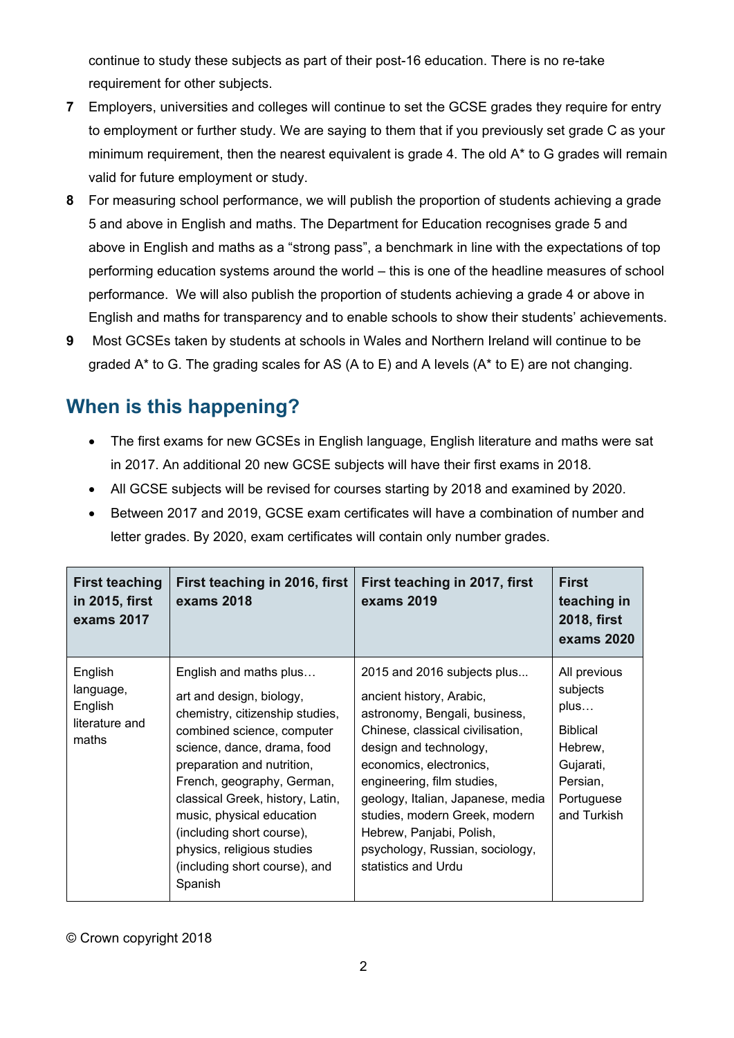continue to study these subjects as part of their post-16 education. There is no re-take requirement for other subjects.

7. Employers, universities and colleges will continue to set the GCSE grades they require for entry to employment or further study. We are saying to them that if you previously set grade C as your minimum requirement, then the nearest equivalent is grade 4. The old A* to G grades will remain valid for future employment or study.
8. For measuring school performance, we will publish the proportion of students achieving a grade 5 and above in English and maths. The Department for Education recognises grade 5 and above in English and maths as a "strong pass", a benchmark in line with the expectations of top performing education systems around the world – this is one of the headline measures of school performance. We will also publish the proportion of students achieving a grade 4 or above in English and maths for transparency and to enable schools to show their students' achievements.
9. Most GCSEs taken by students at schools in Wales and Northern Ireland will continue to be graded A* to G. The grading scales for AS (A to E) and A levels (A* to E) are not changing.

## When is this happening?

- The first exams for new GCSEs in English language, English literature and maths were sat in 2017. An additional 20 new GCSE subjects will have their first exams in 2018.
- All GCSE subjects will be revised for courses starting by 2018 and examined by 2020.
- Between 2017 and 2019, GCSE exam certificates will have a combination of number and letter grades. By 2020, exam certificates will contain only number grades.

| First teaching in 2015, first exams 2017 | First teaching in 2016, first exams 2018 | First teaching in 2017, first exams 2019 | First teaching in 2018, first exams 2020 |
|---|---|---|---|
| English language, English literature and maths | English and maths plus… art and design, biology, chemistry, citizenship studies, combined science, computer science, dance, drama, food preparation and nutrition, French, geography, German, classical Greek, history, Latin, music, physical education (including short course), physics, religious studies (including short course), and Spanish | 2015 and 2016 subjects plus... ancient history, Arabic, astronomy, Bengali, business, Chinese, classical civilisation, design and technology, economics, electronics, engineering, film studies, geology, Italian, Japanese, media studies, modern Greek, modern Hebrew, Panjabi, Polish, psychology, Russian, sociology, statistics and Urdu | All previous subjects plus… Biblical Hebrew, Gujarati, Persian, Portuguese and Turkish |

© Crown copyright 2018